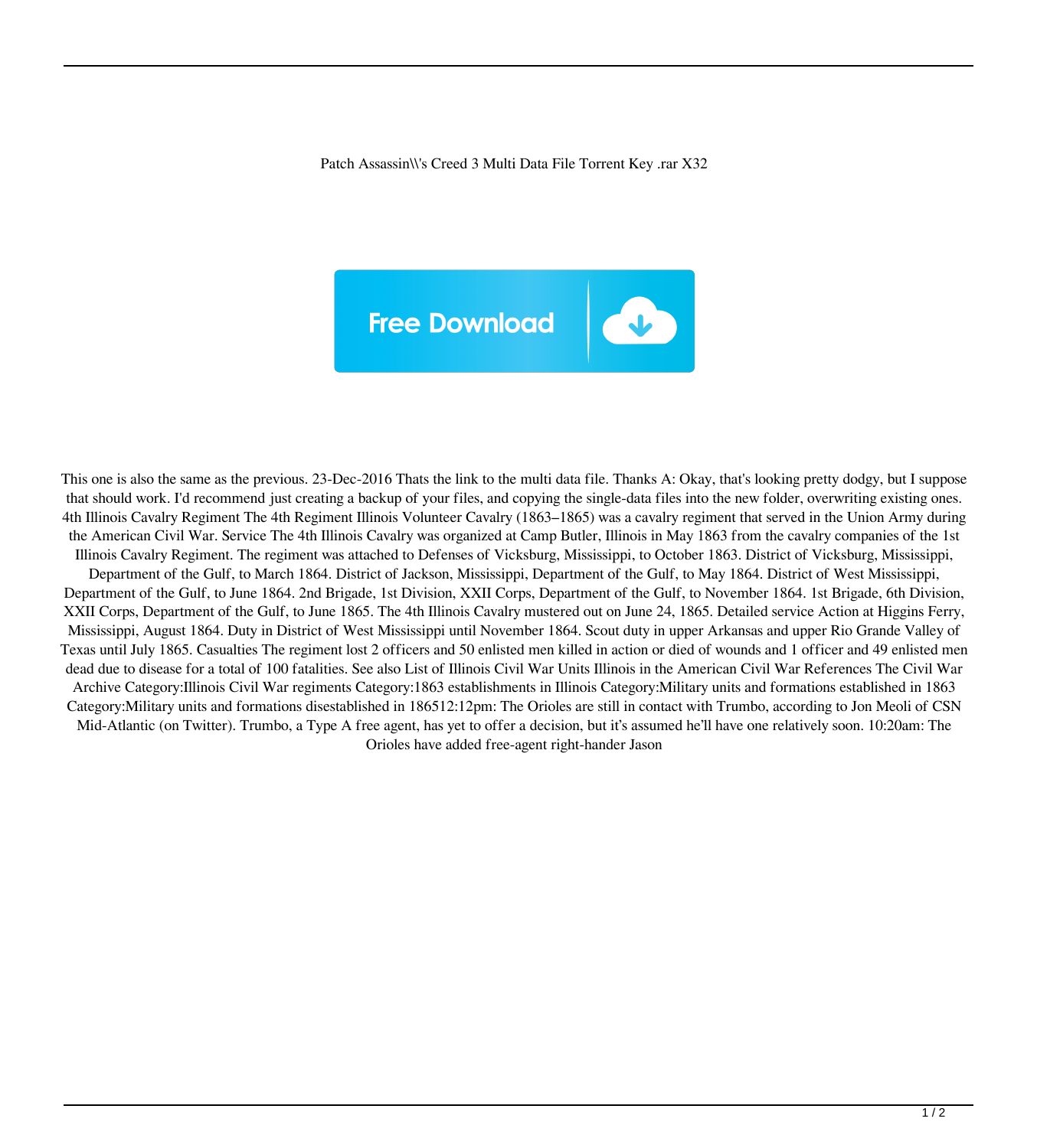Patch Assassin\\'s Creed 3 Multi Data File Torrent Key .rar X32

Free Download

This one is also the same as the previous. 23-Dec-2016 Thats the link to the multi data file. Thanks A: Okay, that's looking pretty dodgy, but I suppose that should work. I'd recommend just creating a backup of your files, and copying the single-data files into the new folder, overwriting existing ones. 4th Illinois Cavalry Regiment The 4th Regiment Illinois Volunteer Cavalry (1863–1865) was a cavalry regiment that served in the Union Army during the American Civil War. Service The 4th Illinois Cavalry was organized at Camp Butler, Illinois in May 1863 from the cavalry companies of the 1st Illinois Cavalry Regiment. The regiment was attached to Defenses of Vicksburg, Mississippi, to October 1863. District of Vicksburg, Mississippi, Department of the Gulf, to March 1864. District of Jackson, Mississippi, Department of the Gulf, to May 1864. District of West Mississippi, Department of the Gulf, to June 1864. 2nd Brigade, 1st Division, XXII Corps, Department of the Gulf, to November 1864. 1st Brigade, 6th Division, XXII Corps, Department of the Gulf, to June 1865. The 4th Illinois Cavalry mustered out on June 24, 1865. Detailed service Action at Higgins Ferry, Mississippi, August 1864. Duty in District of West Mississippi until November 1864. Scout duty in upper Arkansas and upper Rio Grande Valley of Texas until July 1865. Casualties The regiment lost 2 officers and 50 enlisted men killed in action or died of wounds and 1 officer and 49 enlisted men dead due to disease for a total of 100 fatalities. See also List of Illinois Civil War Units Illinois in the American Civil War References The Civil War Archive Category:Illinois Civil War regiments Category:1863 establishments in Illinois Category:Military units and formations established in 1863 Category:Military units and formations disestablished in 186512:12pm: The Orioles are still in contact with Trumbo, according to Jon Meoli of CSN Mid-Atlantic (on Twitter). Trumbo, a Type A free agent, has yet to offer a decision, but it's assumed he'll have one relatively soon. 10:20am: The Orioles have added free-agent right-hander Jason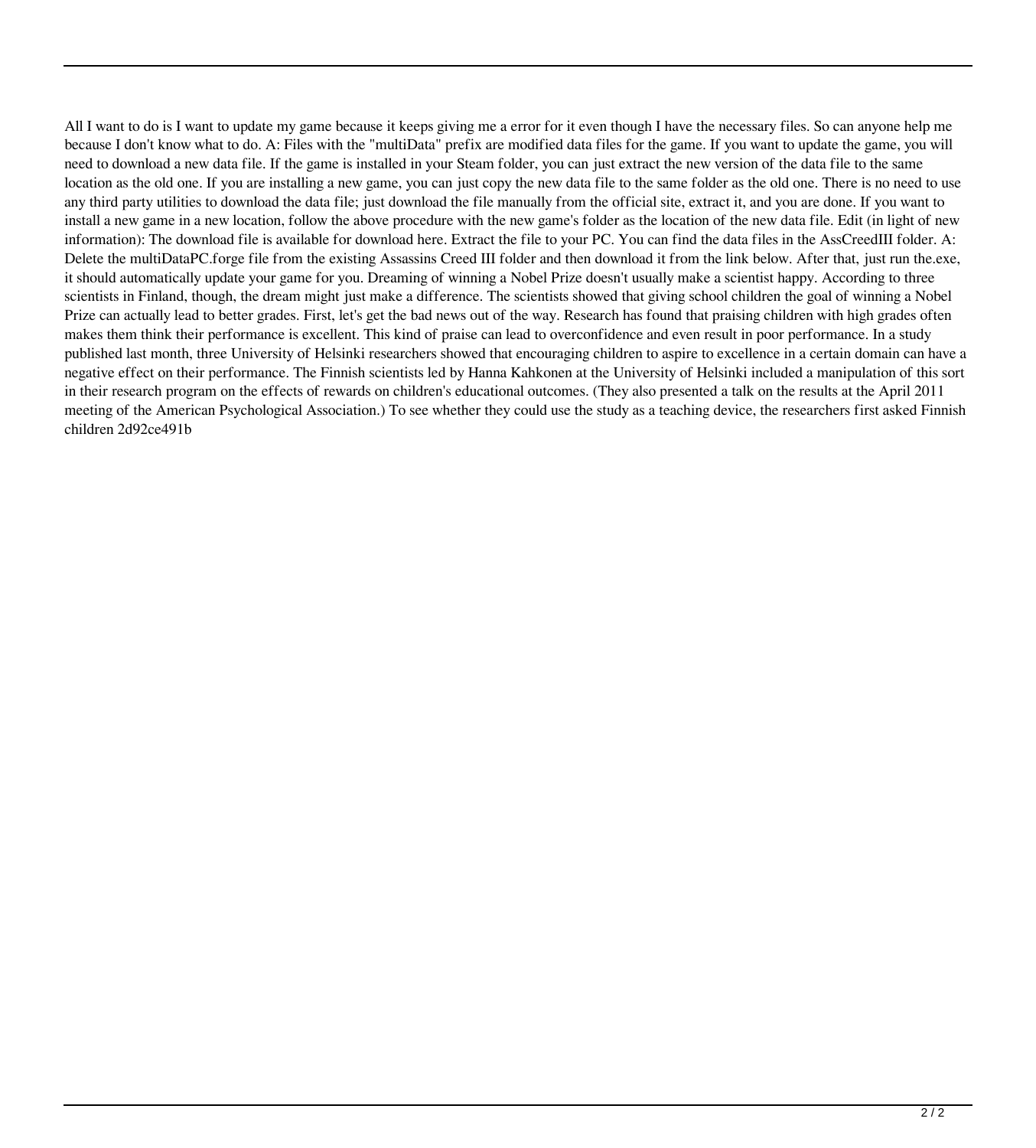All I want to do is I want to update my game because it keeps giving me a error for it even though I have the necessary files. So can anyone help me because I don't know what to do. A: Files with the "multiData" prefix are modified data files for the game. If you want to update the game, you will need to download a new data file. If the game is installed in your Steam folder, you can just extract the new version of the data file to the same location as the old one. If you are installing a new game, you can just copy the new data file to the same folder as the old one. There is no need to use any third party utilities to download the data file; just download the file manually from the official site, extract it, and you are done. If you want to install a new game in a new location, follow the above procedure with the new game's folder as the location of the new data file. Edit (in light of new information): The download file is available for download here. Extract the file to your PC. You can find the data files in the AssCreedIII folder. A: Delete the multiDataPC.forge file from the existing Assassins Creed III folder and then download it from the link below. After that, just run the.exe, it should automatically update your game for you. Dreaming of winning a Nobel Prize doesn't usually make a scientist happy. According to three scientists in Finland, though, the dream might just make a difference. The scientists showed that giving school children the goal of winning a Nobel Prize can actually lead to better grades. First, let's get the bad news out of the way. Research has found that praising children with high grades often makes them think their performance is excellent. This kind of praise can lead to overconfidence and even result in poor performance. In a study published last month, three University of Helsinki researchers showed that encouraging children to aspire to excellence in a certain domain can have a negative effect on their performance. The Finnish scientists led by Hanna Kahkonen at the University of Helsinki included a manipulation of this sort in their research program on the effects of rewards on children's educational outcomes. (They also presented a talk on the results at the April 2011 meeting of the American Psychological Association.) To see whether they could use the study as a teaching device, the researchers first asked Finnish children 2d92ce491b